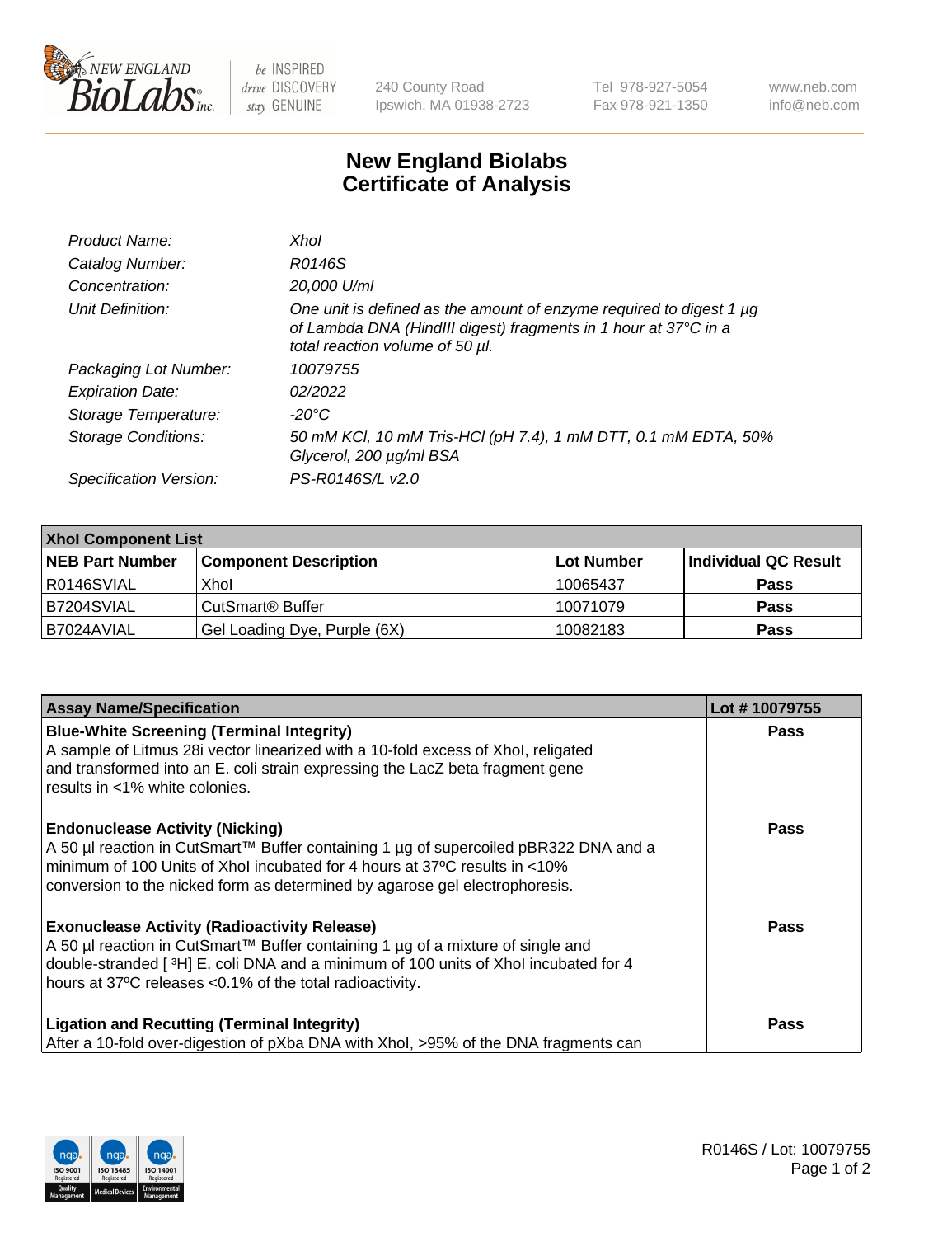New England BioLabs Inc. — be INSPIRED drive DISCOVERY stay GENUINE

240 County Road
Ipswich, MA 01938-2723

Tel 978-927-5054
Fax 978-921-1350

www.neb.com
info@neb.com

# New England Biolabs Certificate of Analysis

| | |
|---|---|
| *Product Name:* | *XhoI* |
| *Catalog Number:* | *R0146S* |
| *Concentration:* | *20,000 U/ml* |
| *Unit Definition:* | *One unit is defined as the amount of enzyme required to digest 1 µg of Lambda DNA (HindIII digest) fragments in 1 hour at 37°C in a total reaction volume of 50 µl.* |
| *Packaging Lot Number:* | *10079755* |
| *Expiration Date:* | *02/2022* |
| *Storage Temperature:* | *-20°C* |
| *Storage Conditions:* | *50 mM KCl, 10 mM Tris-HCl (pH 7.4), 1 mM DTT, 0.1 mM EDTA, 50% Glycerol, 200 µg/ml BSA* |
| *Specification Version:* | *PS-R0146S/L v2.0* |

| XhoI Component List | | | |
|---|---|---|---|
| **NEB Part Number** | **Component Description** | **Lot Number** | **Individual QC Result** |
| R0146SVIAL | XhoI | 10065437 | **Pass** |
| B7204SVIAL | CutSmart® Buffer | 10071079 | **Pass** |
| B7024AVIAL | Gel Loading Dye, Purple (6X) | 10082183 | **Pass** |

| Assay Name/Specification | Lot # 10079755 |
|---|---|
| **Blue-White Screening (Terminal Integrity)**<br>A sample of Litmus 28i vector linearized with a 10-fold excess of XhoI, religated and transformed into an E. coli strain expressing the LacZ beta fragment gene results in <1% white colonies. | **Pass** |
| **Endonuclease Activity (Nicking)**<br>A 50 µl reaction in CutSmart™ Buffer containing 1 µg of supercoiled pBR322 DNA and a minimum of 100 Units of XhoI incubated for 4 hours at 37ºC results in <10% conversion to the nicked form as determined by agarose gel electrophoresis. | **Pass** |
| **Exonuclease Activity (Radioactivity Release)**<br>A 50 µl reaction in CutSmart™ Buffer containing 1 µg of a mixture of single and double-stranded [ $^3$H] E. coli DNA and a minimum of 100 units of XhoI incubated for 4 hours at 37ºC releases <0.1% of the total radioactivity. | **Pass** |
| **Ligation and Recutting (Terminal Integrity)**<br>After a 10-fold over-digestion of pXba DNA with XhoI, >95% of the DNA fragments can | **Pass** |

R0146S / Lot: 10079755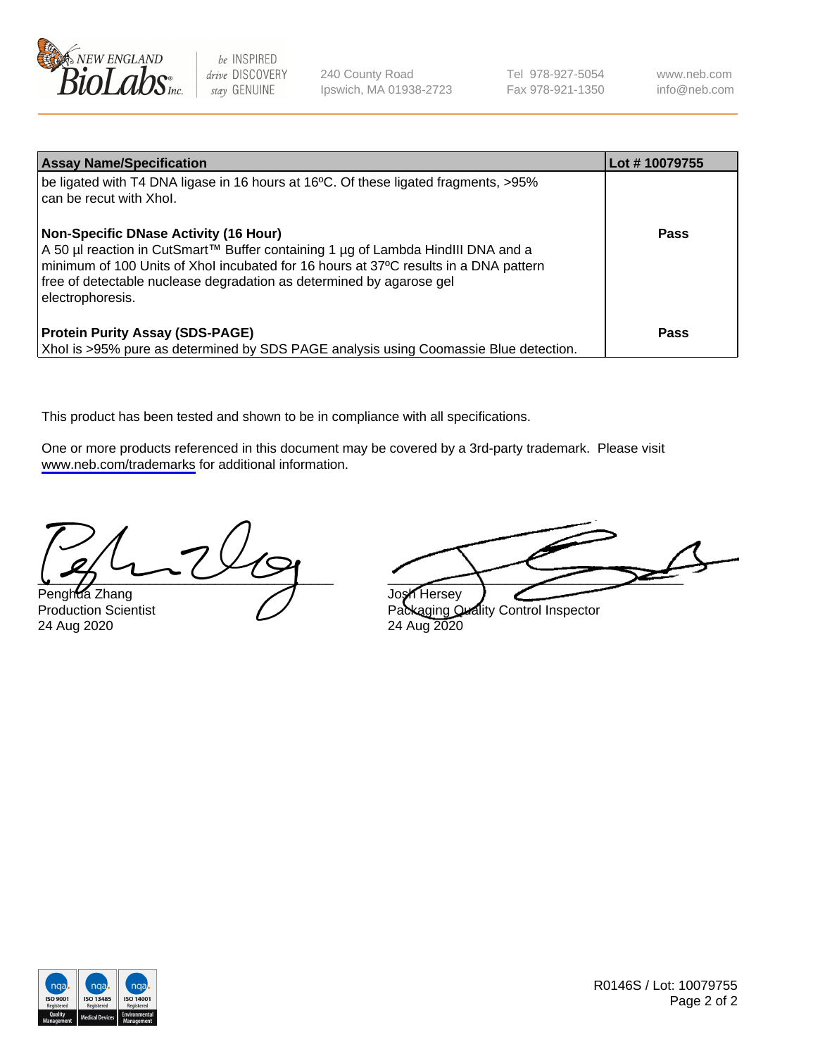| Assay Name/Specification | Lot # 10079755 |
| --- | --- |
| be ligated with T4 DNA ligase in 16 hours at 16ºC. Of these ligated fragments, >95% can be recut with XhoI. | |
| **Non-Specific DNase Activity (16 Hour)**<br>A 50 µl reaction in CutSmart™ Buffer containing 1 µg of Lambda HindIII DNA and a minimum of 100 Units of XhoI incubated for 16 hours at 37ºC results in a DNA pattern free of detectable nuclease degradation as determined by agarose gel electrophoresis. | **Pass** |
| **Protein Purity Assay (SDS-PAGE)**<br>XhoI is >95% pure as determined by SDS PAGE analysis using Coomassie Blue detection. | **Pass** |

This product has been tested and shown to be in compliance with all specifications.

One or more products referenced in this document may be covered by a 3rd-party trademark. Please visit www.neb.com/trademarks for additional information.

Penghua Zhang
Production Scientist
24 Aug 2020

Josh Hersey
Packaging Quality Control Inspector
24 Aug 2020

R0146S / Lot: 10079755